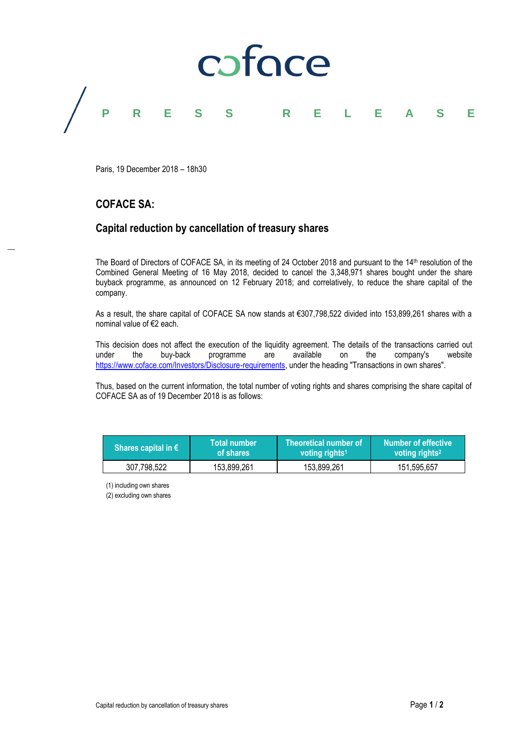coface

PRESS RELEASE

Paris, 19 December 2018 – 18h30

## COFACE SA:

## Capital reduction by cancellation of treasury shares

The Board of Directors of COFACE SA, in its meeting of 24 October 2018 and pursuant to the 14th resolution of the Combined General Meeting of 16 May 2018, decided to cancel the 3,348,971 shares bought under the share buyback programme, as announced on 12 February 2018; and correlatively, to reduce the share capital of the company.

As a result, the share capital of COFACE SA now stands at €307,798,522 divided into 153,899,261 shares with a nominal value of €2 each.

This decision does not affect the execution of the liquidity agreement. The details of the transactions carried out under the buy-back programme are available on the company's website https://www.coface.com/Investors/Disclosure-requirements, under the heading "Transactions in own shares".

Thus, based on the current information, the total number of voting rights and shares comprising the share capital of COFACE SA as of 19 December 2018 is as follows:

| Shares capital in € | Total number of shares | Theoretical number of voting rights[1] | Number of effective voting rights[2] |
|---|---|---|---|
| 307,798,522 | 153,899,261 | 153,899,261 | 151,595,657 |

(1) including own shares
(2) excluding own shares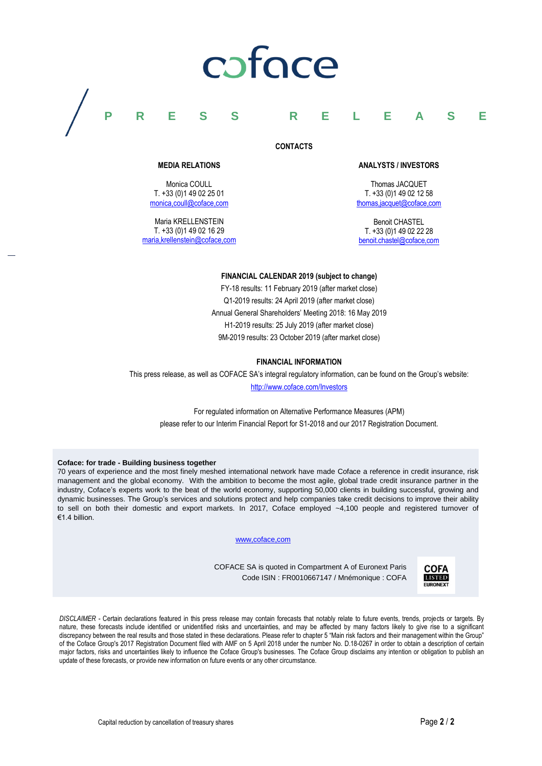coface

PRESS RELEASE

**CONTACTS**

**MEDIA RELATIONS**

Monica COULL
T. +33 (0)1 49 02 25 01
monica,coull@coface,com

Maria KRELLENSTEIN
T. +33 (0)1 49 02 16 29
maria,krellenstein@coface,com

**ANALYSTS / INVESTORS**

Thomas JACQUET
T. +33 (0)1 49 02 12 58
thomas,jacquet@coface,com

Benoit CHASTEL
T. +33 (0)1 49 02 22 28
benoit.chastel@coface,com

**FINANCIAL CALENDAR 2019 (subject to change)**

FY-18 results: 11 February 2019 (after market close)
Q1-2019 results: 24 April 2019 (after market close)
Annual General Shareholders' Meeting 2018: 16 May 2019
H1-2019 results: 25 July 2019 (after market close)
9M-2019 results: 23 October 2019 (after market close)

**FINANCIAL INFORMATION**

This press release, as well as COFACE SA's integral regulatory information, can be found on the Group's website: http://www.coface.com/Investors

For regulated information on Alternative Performance Measures (APM)
please refer to our Interim Financial Report for S1-2018 and our 2017 Registration Document.

**Coface: for trade - Building business together**
70 years of experience and the most finely meshed international network have made Coface a reference in credit insurance, risk management and the global economy. With the ambition to become the most agile, global trade credit insurance partner in the industry, Coface's experts work to the beat of the world economy, supporting 50,000 clients in building successful, growing and dynamic businesses. The Group's services and solutions protect and help companies take credit decisions to improve their ability to sell on both their domestic and export markets. In 2017, Coface employed ~4,100 people and registered turnover of €1.4 billion.

www,coface,com

COFACE SA is quoted in Compartment A of Euronext Paris
Code ISIN : FR0010667147 / Mnémonique : COFA

COFA LISTED EURONEXT

*DISCLAIMER* - Certain declarations featured in this press release may contain forecasts that notably relate to future events, trends, projects or targets. By nature, these forecasts include identified or unidentified risks and uncertainties, and may be affected by many factors likely to give rise to a significant discrepancy between the real results and those stated in these declarations. Please refer to chapter 5 "Main risk factors and their management within the Group" of the Coface Group's 2017 Registration Document filed with AMF on 5 April 2018 under the number No. D.18-0267 in order to obtain a description of certain major factors, risks and uncertainties likely to influence the Coface Group's businesses. The Coface Group disclaims any intention or obligation to publish an update of these forecasts, or provide new information on future events or any other circumstance.